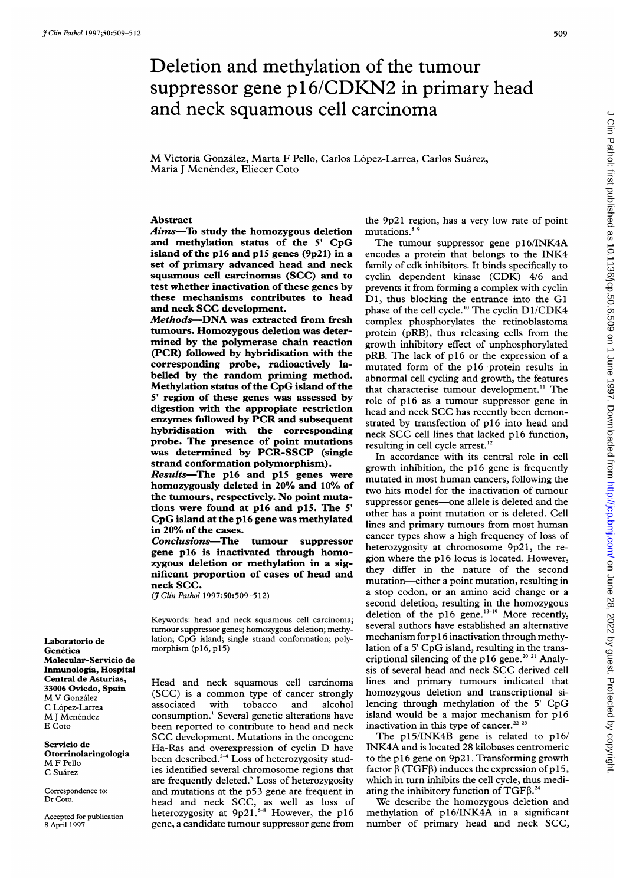# Deletion and methylation of the tumour suppressor gene p16/CDKN2 in primary head and neck squamous cell carcinoma

M Victoria González, Marta F Pello, Carlos López-Larrea, Carlos Suárez, María J Menéndez, Eliecer Coto

## Abstract

**Aims**—To study the homozygous deletion and methylation status of the 5' CpG island of the p16 and p15 genes (9p21) in a set of primary advanced head and neck squamous cell carcinomas (SCC) and to test whether inactivation of these genes by these mechanisms contributes to head and neck SCC development.

**Methods**—DNA was extracted from fresh tumours. Homozygous deletion was determined by the polymerase chain reaction (PCR) followed by hybridisation with the corresponding probe, radioactively labelled by the random priming method. Methylation status of the CpG island of the 5' region of these genes was assessed by digestion with the appropiate restriction enzymes followed by PCR and subsequent hybridisation with the corresponding probe. The presence of point mutations was determined by PCR-SSCP (single strand conformation polymorphism).

**Results**—The p16 and p15 genes were homozygously deleted in 20% and 10% of the tumours, respectively. No point mutations were found at p16 and p15. The 5' CpG island at the p16 gene was methylated in 20% of the cases.

**Conclusions**—The tumour suppressor gene p16 is inactivated through homozygous deletion or methylation in a significant proportion of cases of head and neck SCC.

(*J Clin Pathol* 1997;**50**:509–512)

Keywords: head and neck squamous cell carcinoma; tumour suppressor genes; homozygous deletion; methylation; CpG island; single strand conformation; polymorphism (p16, p15)

Laboratorio de Genética Molecular-Servicio de Inmunología, Hospital Central de Asturias, 33006 Oviedo, Spain
M V González
C López-Larrea
M J Menéndez
E Coto

Servicio de Otorrinolaringología
M F Pello
C Suárez

Correspondence to: Dr Coto.

Accepted for publication 8 April 1997

Head and neck squamous cell carcinoma (SCC) is a common type of cancer strongly associated with tobacco and alcohol consumption.[1] Several genetic alterations have been reported to contribute to head and neck SCC development. Mutations in the oncogene Ha-Ras and overexpression of cyclin D have been described.[2–4] Loss of heterozygosity studies identified several chromosome regions that are frequently deleted.[5] Loss of heterozygosity and mutations at the p53 gene are frequent in head and neck SCC, as well as loss of heterozygosity at 9p21.[6–8] However, the p16 gene, a candidate tumour suppressor gene from the 9p21 region, has a very low rate of point mutations.[8 9]

The tumour suppressor gene p16/INK4A encodes a protein that belongs to the INK4 family of cdk inhibitors. It binds specifically to cyclin dependent kinase (CDK) 4/6 and prevents it from forming a complex with cyclin D1, thus blocking the entrance into the G1 phase of the cell cycle.[10] The cyclin D1/CDK4 complex phosphorylates the retinoblastoma protein (pRB), thus releasing cells from the growth inhibitory effect of unphosphorylated pRB. The lack of p16 or the expression of a mutated form of the p16 protein results in abnormal cell cycling and growth, the features that characterise tumour development.[11] The role of p16 as a tumour suppressor gene in head and neck SCC has recently been demonstrated by transfection of p16 into head and neck SCC cell lines that lacked p16 function, resulting in cell cycle arrest.[12]

In accordance with its central role in cell growth inhibition, the p16 gene is frequently mutated in most human cancers, following the two hits model for the inactivation of tumour suppressor genes—one allele is deleted and the other has a point mutation or is deleted. Cell lines and primary tumours from most human cancer types show a high frequency of loss of heterozygosity at chromosome 9p21, the region where the p16 locus is located. However, they differ in the nature of the second mutation—either a point mutation, resulting in a stop codon, or an amino acid change or a second deletion, resulting in the homozygous deletion of the p16 gene.[13–19] More recently, several authors have established an alternative mechanism for p16 inactivation through methylation of a 5' CpG island, resulting in the transcriptional silencing of the p16 gene.[20 21] Analysis of several head and neck SCC derived cell lines and primary tumours indicated that homozygous deletion and transcriptional silencing through methylation of the 5' CpG island would be a major mechanism for p16 inactivation in this type of cancer.[22 23]

The p15/INK4B gene is related to p16/INK4A and is located 28 kilobases centromeric to the p16 gene on 9p21. Transforming growth factor β (TGFβ) induces the expression of p15, which in turn inhibits the cell cycle, thus mediating the inhibitory function of TGFβ.[24]

We describe the homozygous deletion and methylation of p16/INK4A in a significant number of primary head and neck SCC,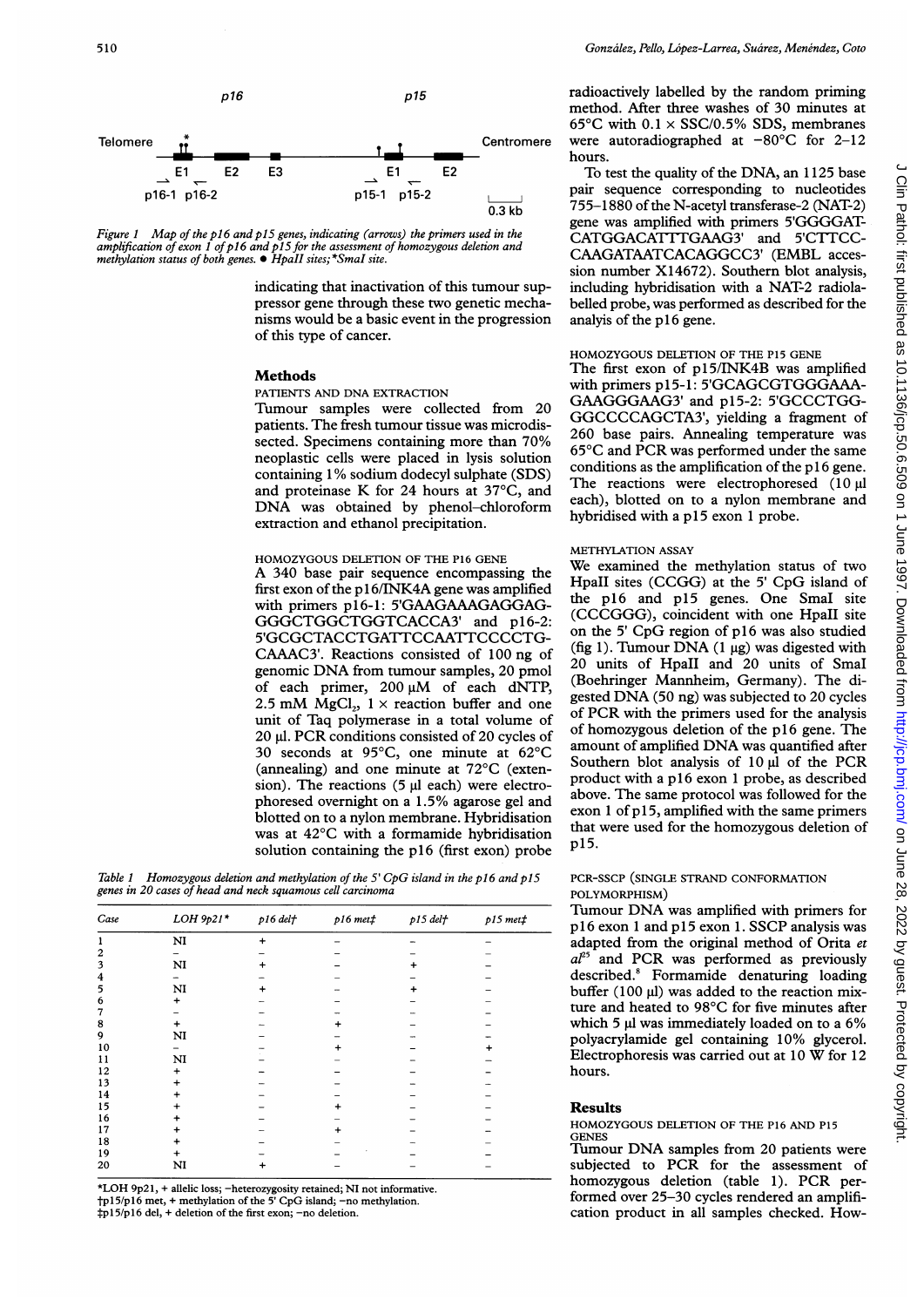Telomere — p16: E1, E2, E3 — p15: E1, E2 — Centromere

Primers: p16-1, p16-2, p15-1, p15-2

0.3 kb

*Figure 1 Map of the p16 and p15 genes, indicating (arrows) the primers used in the amplification of exon 1 of p16 and p15 for the assessment of homozygous deletion and methylation status of both genes. ● HpaII sites; *SmaI site.*

indicating that inactivation of this tumour suppressor gene through these two genetic mechanisms would be a basic event in the progression of this type of cancer.

## Methods

### PATIENTS AND DNA EXTRACTION

Tumour samples were collected from 20 patients. The fresh tumour tissue was microdissected. Specimens containing more than 70% neoplastic cells were placed in lysis solution containing 1% sodium dodecyl sulphate (SDS) and proteinase K for 24 hours at 37°C, and DNA was obtained by phenol–chloroform extraction and ethanol precipitation.

### HOMOZYGOUS DELETION OF THE P16 GENE

A 340 base pair sequence encompassing the first exon of the p16/INK4A gene was amplified with primers p16-1: 5'GAAGAAAGAGGAGGGGCTGGCTGGTCACCA3' and p16-2: 5'GCGCTACCTGATTCCAATTCCCCTGCAAAC3'. Reactions consisted of 100 ng of genomic DNA from tumour samples, 20 pmol of each primer, 200 µM of each dNTP, 2.5 mM $MgCl_2$, 1 × reaction buffer and one unit of Taq polymerase in a total volume of 20 µl. PCR conditions consisted of 20 cycles of 30 seconds at 95°C, one minute at 62°C (annealing) and one minute at 72°C (extension). The reactions (5 µl each) were electrophoresed overnight on a 1.5% agarose gel and blotted on to a nylon membrane. Hybridisation was at 42°C with a formamide hybridisation solution containing the p16 (first exon) probe radioactively labelled by the random priming method. After three washes of 30 minutes at 65°C with 0.1 × SSC/0.5% SDS, membranes were autoradiographed at −80°C for 2–12 hours.

To test the quality of the DNA, an 1125 base pair sequence corresponding to nucleotides 755–1880 of the N-acetyl transferase-2 (NAT-2) gene was amplified with primers 5'GGGGATCATGGACATTTGAAG3' and 5'CTTCCCAAGATAATCACAGGCC3' (EMBL accession number X14672). Southern blot analysis, including hybridisation with a NAT-2 radiolabelled probe, was performed as described for the analyis of the p16 gene.

### HOMOZYGOUS DELETION OF THE P15 GENE

The first exon of p15/INK4B was amplified with primers p15-1: 5'GCAGCGTGGGAAAGAAGGGAAG3' and p15-2: 5'GCCCTGGGCCCCCAGCTA3', yielding a fragment of 260 base pairs. Annealing temperature was 65°C and PCR was performed under the same conditions as the amplification of the p16 gene. The reactions were electrophoresed (10 µl each), blotted on to a nylon membrane and hybridised with a p15 exon 1 probe.

### METHYLATION ASSAY

We examined the methylation status of two HpaII sites (CCGG) at the 5' CpG island of the p16 and p15 genes. One SmaI site (CCCGGG), coincident with one HpaII site on the 5' CpG region of p16 was also studied (fig 1). Tumour DNA (1 µg) was digested with 20 units of HpaII and 20 units of SmaI (Boehringer Mannheim, Germany). The digested DNA (50 ng) was subjected to 20 cycles of PCR with the primers used for the analysis of homozygous deletion of the p16 gene. The amount of amplified DNA was quantified after Southern blot analysis of 10 µl of the PCR product with a p16 exon 1 probe, as described above. The same protocol was followed for the exon 1 of p15, amplified with the same primers that were used for the homozygous deletion of p15.

### PCR-SSCP (SINGLE STRAND CONFORMATION POLYMORPHISM)

Tumour DNA was amplified with primers for p16 exon 1 and p15 exon 1. SSCP analysis was adapted from the original method of Orita *et al*[25] and PCR was performed as previously described.[8] Formamide denaturing loading buffer (100 µl) was added to the reaction mixture and heated to 98°C for five minutes after which 5 µl was immediately loaded on to a 6% polyacrylamide gel containing 10% glycerol. Electrophoresis was carried out at 10 W for 12 hours.

*Table 1 Homozygous deletion and methylation of the 5' CpG island in the p16 and p15 genes in 20 cases of head and neck squamous cell carcinoma*

| Case | LOH 9p21* | p16 del† | p16 met‡ | p15 del† | p15 met‡ |
|---|---|---|---|---|---|
| 1 | NI | + | – | – | – |
| 2 | – | – | – | – | – |
| 3 | NI | + | – | + | – |
| 4 | – | – | – | – | – |
| 5 | NI | + | – | + | – |
| 6 | + | – | – | – | – |
| 7 | – | – | – | – | – |
| 8 | + | – | + | – | – |
| 9 | NI | – | – | – | – |
| 10 | – | – | + | – | + |
| 11 | NI | – | – | – | – |
| 12 | + | – | – | – | – |
| 13 | + | – | – | – | – |
| 14 | + | – | – | – | – |
| 15 | + | – | + | – | – |
| 16 | + | – | – | – | – |
| 17 | + | – | + | – | – |
| 18 | + | – | – | – | – |
| 19 | + | – | – | – | – |
| 20 | NI | + | – | – | – |

*LOH 9p21, + allelic loss; −heterozygosity retained; NI not informative.
†p15/p16 met, + methylation of the 5' CpG island; −no methylation.
‡p15/p16 del, + deletion of the first exon; −no deletion.

## Results

### HOMOZYGOUS DELETION OF THE P16 AND P15 GENES

Tumour DNA samples from 20 patients were subjected to PCR for the assessment of homozygous deletion (table 1). PCR performed over 25–30 cycles rendered an amplification product in all samples checked. How-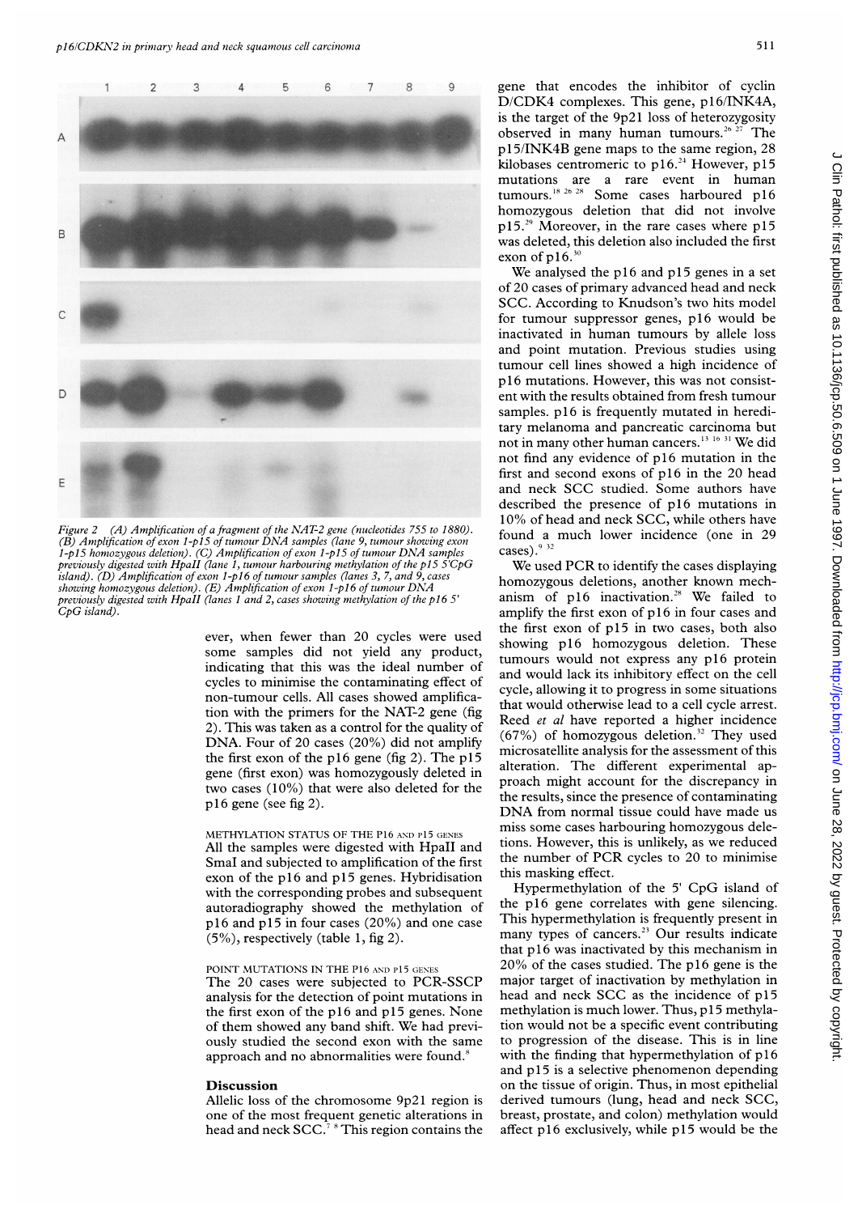Figure 2 (A) Amplification of a fragment of the NAT-2 gene (nucleotides 755 to 1880). (B) Amplification of exon 1-p15 of tumour DNA samples (lane 9, tumour showing exon 1-p15 homozygous deletion). (C) Amplification of exon 1-p15 of tumour DNA samples previously digested with HpaII (lane 1, tumour harbouring methylation of the p15 5'CpG island). (D) Amplification of exon 1-p16 of tumour samples (lanes 3, 7, and 9, cases showing homozygous deletion). (E) Amplification of exon 1-p16 of tumour DNA previously digested with HpaII (lanes 1 and 2, cases showing methylation of the p16 5' CpG island).

ever, when fewer than 20 cycles were used some samples did not yield any product, indicating that this was the ideal number of cycles to minimise the contaminating effect of non-tumour cells. All cases showed amplification with the primers for the NAT-2 gene (fig 2). This was taken as a control for the quality of DNA. Four of 20 cases (20%) did not amplify the first exon of the p16 gene (fig 2). The p15 gene (first exon) was homozygously deleted in two cases (10%) that were also deleted for the p16 gene (see fig 2).

METHYLATION STATUS OF THE P16 AND P15 GENES

All the samples were digested with HpaII and SmaI and subjected to amplification of the first exon of the p16 and p15 genes. Hybridisation with the corresponding probes and subsequent autoradiography showed the methylation of p16 and p15 in four cases (20%) and one case (5%), respectively (table 1, fig 2).

POINT MUTATIONS IN THE P16 AND P15 GENES

The 20 cases were subjected to PCR-SSCP analysis for the detection of point mutations in the first exon of the p16 and p15 genes. None of them showed any band shift. We had previously studied the second exon with the same approach and no abnormalities were found.[8]

## Discussion

Allelic loss of the chromosome 9p21 region is one of the most frequent genetic alterations in head and neck SCC.[7 8] This region contains the gene that encodes the inhibitor of cyclin D/CDK4 complexes. This gene, p16/INK4A, is the target of the 9p21 loss of heterozygosity observed in many human tumours.[26 27] The p15/INK4B gene maps to the same region, 28 kilobases centromeric to p16.[24] However, p15 mutations are a rare event in human tumours.[18 26 28] Some cases harboured p16 homozygous deletion that did not involve p15.[29] Moreover, in the rare cases where p15 was deleted, this deletion also included the first exon of p16.[30]

We analysed the p16 and p15 genes in a set of 20 cases of primary advanced head and neck SCC. According to Knudson's two hits model for tumour suppressor genes, p16 would be inactivated in human tumours by allele loss and point mutation. Previous studies using tumour cell lines showed a high incidence of p16 mutations. However, this was not consistent with the results obtained from fresh tumour samples. p16 is frequently mutated in hereditary melanoma and pancreatic carcinoma but not in many other human cancers.[13 16 31] We did not find any evidence of p16 mutation in the first and second exons of p16 in the 20 head and neck SCC studied. Some authors have described the presence of p16 mutations in 10% of head and neck SCC, while others have found a much lower incidence (one in 29 cases).[9 32]

We used PCR to identify the cases displaying homozygous deletions, another known mechanism of p16 inactivation.[28] We failed to amplify the first exon of p16 in four cases and the first exon of p15 in two cases, both also showing p16 homozygous deletion. These tumours would not express any p16 protein and would lack its inhibitory effect on the cell cycle, allowing it to progress in some situations that would otherwise lead to a cell cycle arrest. Reed *et al* have reported a higher incidence (67%) of homozygous deletion.[32] They used microsatellite analysis for the assessment of this alteration. The different experimental approach might account for the discrepancy in the results, since the presence of contaminating DNA from normal tissue could have made us miss some cases harbouring homozygous deletions. However, this is unlikely, as we reduced the number of PCR cycles to 20 to minimise this masking effect.

Hypermethylation of the 5' CpG island of the p16 gene correlates with gene silencing. This hypermethylation is frequently present in many types of cancers.[23] Our results indicate that p16 was inactivated by this mechanism in 20% of the cases studied. The p16 gene is the major target of inactivation by methylation in head and neck SCC as the incidence of p15 methylation is much lower. Thus, p15 methylation would not be a specific event contributing to progression of the disease. This is in line with the finding that hypermethylation of p16 and p15 is a selective phenomenon depending on the tissue of origin. Thus, in most epithelial derived tumours (lung, head and neck SCC, breast, prostate, and colon) methylation would affect p16 exclusively, while p15 would be the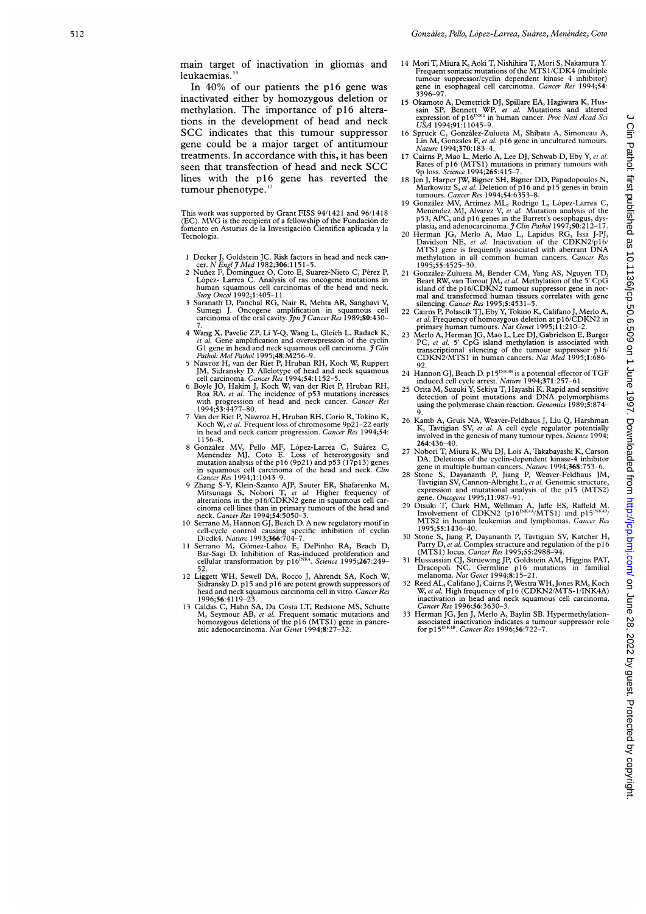main target of inactivation in gliomas and leukaemias.[33]

In 40% of our patients the p16 gene was inactivated either by homozygous deletion or methylation. The importance of p16 alterations in the development of head and neck SCC indicates that this tumour suppressor gene could be a major target of antitumour treatments. In accordance with this, it has been seen that transfection of head and neck SCC lines with the p16 gene has reverted the tumour phenotype.[12]

This work was supported by Grant FISS 94/1421 and 96/1418 (EC). MVG is the recipient of a fellowship of the Fundación de fomento en Asturias de la Investigación Científica aplicada y la Tecnologia.

1 Decker J, Goldstein JC. Risk factors in head and neck cancer. *N Engl J Med* 1982;**306**:1151–5.
2 Nuñez F, Dominguez O, Coto E, Suarez-Nieto C, Pérez P, López- Larrea C. Analysis of ras oncogene mutations in human squamous cell carcinomas of the head and neck. *Surg Oncol* 1992;**1**:405–11.
3 Saranath D, Panchal RG, Nair R, Mehta AR, Sanghavi V, Sumegi J. Oncogene amplification in squamous cell carcinoma of the oral cavity. *Jpn J Cancer Res* 1989;**80**:430–7.
4 Wang X, Pavelic ZP, Li Y-Q, Wang L, Gleich L, Radack K, *et al.* Gene amplification and overexpression of the cyclin G1 gene in head and neck squamous cell carcinoma. *J Clin Pathol: Mol Pathol* 1995;**48**:M256–9.
5 Nawroz H, van der Riet P, Hruban RH, Koch W, Ruppert JM, Sidransky D. Allelotype of head and neck squamous cell carcinoma. *Cancer Res* 1994;**54**:1152–5.
6 Boyle JO, Hakim J, Koch W, van der Riet P, Hruban RH, Roa RA, *et al.* The incidence of p53 mutations increases with progression of head and neck cancer. *Cancer Res* 1994;**53**:4477–80.
7 Van der Riet P, Nawroz H, Hruban RH, Corio R, Tokino K, Koch W, *et al.* Frequent loss of chromosome 9p21–22 early in head and neck cancer progression. *Cancer Res* 1994;**54**:1156–8.
8 González MV, Pello MF, López-Larrea C, Suárez C, Menéndez MJ, Coto E. Loss of heterozygosity and mutation analysis of the p16 (9p21) and p53 (17p13) genes in squamous cell carcinoma of the head and neck. *Clin Cancer Res* 1994;**1**:1043–9.
9 Zhang S-Y, Klein-Szanto AJP, Sauter ER, Shafarenko M, Mitsunaga S, Nobori T, *et al.* Higher frequency of alterations in the p16/CDKN2 gene in squamous cell carcinoma cell lines than in primary tumours of the head and neck. *Cancer Res* 1994;**54**:5050–3.
10 Serrano M, Hannon GJ, Beach D. A new regulatory motif in cell-cycle control causing specific inhibition of cyclin D/cdk4. *Nature* 1993;**366**:704–7.
11 Serrano M, Gómez-Lahoz E, DePinho RA, Beach D, Bar-Sagi D. Inhibition of Ras-induced proliferation and cellular transformation by p16[INK4]. *Science* 1995;**267**:249–52.
12 Liggett WH, Sewell DA, Rocco J, Ahrendt SA, Koch W, Sidransky D. p15 and p16 are potent growth suppressors of head and neck squamous carcinoma cell in vitro. *Cancer Res* 1996;**56**:4119–23.
13 Caldas C, Hahn SA, Da Costa LT, Redstone MS, Schutte M, Seymour AB, *et al.* Frequent somatic mutations and homozygous deletions of the p16 (MTS1) gene in pancreatic adenocarcinoma. *Nat Genet* 1994;**8**:27–32.
14 Mori T, Miura K, Aoki T, Nishihira T, Mori S, Nakamura Y. Frequent somatic mutations of the MTS1/CDK4 (multiple tumour suppressor/cyclin dependent kinase 4 inhibitor) gene in esophageal cell carcinoma. *Cancer Res* 1994;**54**:3396–97.
15 Okamoto A, Demetrick DJ, Spillare EA, Hagiwara K, Hussain SP, Bennett WP, *et al.* Mutations and altered expression of p16[INK4] in human cancer. *Proc Natl Acad Sci USA* 1994;**91**:11045–9.
16 Spruck C, González-Zulueta M, Shibata A, Simoneau A, Lin M, Gonzales F, *et al.* p16 gene in uncultured tumours. *Nature* 1994;**370**:183–4.
17 Cairns P, Mao L, Merlo A, Lee DJ, Schwab D, Eby Y, *et al.* Rates of p16 (MTS1) mutations in primary tumours with 9p loss. *Science* 1994;**265**:415–7.
18 Jen J, Harper JW, Bigner SH, Bigner DD, Papadopoulos N, Markowitz S, *et al.* Deletion of p16 and p15 genes in brain tumours. *Cancer Res* 1994;**54**:6353–8.
19 González MV, Artimez ML, Rodrigo L, López-Larrea C, Menéndez MJ, Alvarez V, *et al.* Mutation analysis of the p53, APC, and p16 genes in the Barrett's oesophagus, dysplasia, and adenocarcinoma. *J Clin Pathol* 1997;**50**:212–17.
20 Herman JG, Merlo A, Mao L, Lapidus RG, Issa J-PJ, Davidson NE, *et al.* Inactivation of the CDKN2/p16/MTS1 gene is frequently associated with aberrant DNA methylation in all common human cancers. *Cancer Res* 1995;**55**:4525–30.
21 González-Zulueta M, Bender CM, Yang AS, Nguyen TD, Beart RW, van Torout JM, *et al.* Methylation of the 5' CpG island of the p16/CDKN2 tumour suppressor gene in normal and transformed human tissues correlates with gene silencing. *Cancer Res* 1995;**5**:4531–5.
22 Cairns P, Polascik TJ, Eby Y, Tokino K, Califano J, Merlo A, *et al.* Frequency of homozygous deletion at p16/CDKN2 in primary human tumours. *Nat Genet* 1995;**11**:210–2.
23 Merlo A, Herman JG, Mao L, Lee DJ, Gabrielson E, Burger PC, *et al.* 5' CpG island methylation is associated with transcriptional silencing of the tumour suppressor p16/CDKN2/MTS1 in human cancers. *Nat Med* 1995;**1**:686–92.
24 Hannon GJ, Beach D. p15[INK4B] is a potential effector of TGF induced cell cycle arrest. *Nature* 1994;**371**:257–61.
25 Orita M, Suzuki Y, Sekiya T, Hayashi K. Rapid and sensitive detection of point mutations and DNA polymorphisms using the polymerase chain reaction. *Genomics* 1989;**5**:874–9.
26 Kamb A, Gruis NA, Weaver-Feldhaus J, Liu Q, Harshman K, Tavtigian SV, *et al.* A cell cycle regulator potentially involved in the genesis of many tumour types. *Science* 1994;**264**:436–40.
27 Nobori T, Miura K, Wu DJ, Lois A, Takabayashi K, Carson DA. Deletions of the cyclin-dependent kinase-4 inhibitor gene in multiple human cancers. *Nature* 1994;**368**:753–6.
28 Stone S, Dayananth P, Jiang P, Weaver-Feldhaus JM, Tavtigian SV, Cannon-Albright L, *et al.* Genomic structure, expression and mutational analysis of the p15 (MTS2) gene. *Oncogene* 1995;**11**:987–91.
29 Otsuki T, Clark HM, Wellman A, Jaffe ES, Raffeld M. Involvement of CDKN2 (p16[INK4A]/MTS1) and p15[INK4B]/MTS2 in human leukemias and lymphomas. *Cancer Res* 1995;**55**:1436–40.
30 Stone S, Jiang P, Dayananth P, Tavtigian SV, Katcher H, Parry D, *et al.* Complex structure and regulation of the p16 (MTS1) locus. *Cancer Res* 1995;**55**:2988–94.
31 Hussussian CJ, Struewing JP, Goldstein AM, Higgins PAT, Dracopoli NC. Germline p16 mutations in familial melanoma. *Nat Genet* 1994;**8**:15–21.
32 Reed AL, Califano J, Cairns P, Westra WH, Jones RM, Koch W, *et al.* High frequency of p16 (CDKN2/MTS-1/INK4A) inactivation in head and neck squamous cell carcinoma. *Cancer Res* 1996;**56**:3630–3.
33 Herman JG, Jen J, Merlo A, Baylin SB. Hypermethylation-associated inactivation indicates a tumour suppressor role for p15[INK4B]. *Cancer Res* 1996;**56**:722–7.